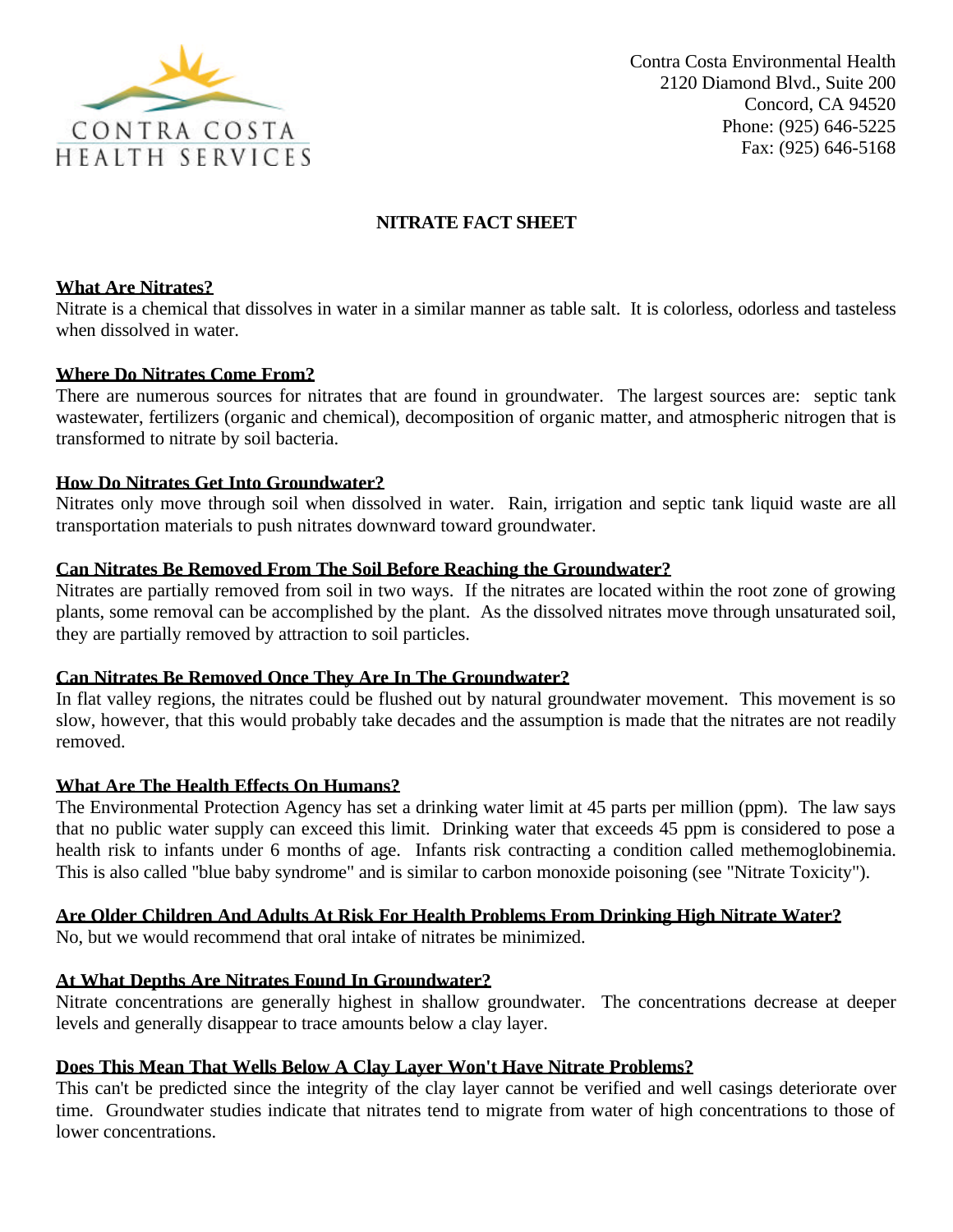CONTRA COSTA
HEALTH SERVICES

Contra Costa Environmental Health
2120 Diamond Blvd., Suite 200
Concord, CA 94520
Phone: (925) 646-5225
Fax: (925) 646-5168

# NITRATE FACT SHEET

## What Are Nitrates?

Nitrate is a chemical that dissolves in water in a similar manner as table salt. It is colorless, odorless and tasteless when dissolved in water.

## Where Do Nitrates Come From?

There are numerous sources for nitrates that are found in groundwater. The largest sources are: septic tank wastewater, fertilizers (organic and chemical), decomposition of organic matter, and atmospheric nitrogen that is transformed to nitrate by soil bacteria.

## How Do Nitrates Get Into Groundwater?

Nitrates only move through soil when dissolved in water. Rain, irrigation and septic tank liquid waste are all transportation materials to push nitrates downward toward groundwater.

## Can Nitrates Be Removed From The Soil Before Reaching the Groundwater?

Nitrates are partially removed from soil in two ways. If the nitrates are located within the root zone of growing plants, some removal can be accomplished by the plant. As the dissolved nitrates move through unsaturated soil, they are partially removed by attraction to soil particles.

## Can Nitrates Be Removed Once They Are In The Groundwater?

In flat valley regions, the nitrates could be flushed out by natural groundwater movement. This movement is so slow, however, that this would probably take decades and the assumption is made that the nitrates are not readily removed.

## What Are The Health Effects On Humans?

The Environmental Protection Agency has set a drinking water limit at 45 parts per million (ppm). The law says that no public water supply can exceed this limit. Drinking water that exceeds 45 ppm is considered to pose a health risk to infants under 6 months of age. Infants risk contracting a condition called methemoglobinemia. This is also called "blue baby syndrome" and is similar to carbon monoxide poisoning (see "Nitrate Toxicity").

## Are Older Children And Adults At Risk For Health Problems From Drinking High Nitrate Water?

No, but we would recommend that oral intake of nitrates be minimized.

## At What Depths Are Nitrates Found In Groundwater?

Nitrate concentrations are generally highest in shallow groundwater. The concentrations decrease at deeper levels and generally disappear to trace amounts below a clay layer.

## Does This Mean That Wells Below A Clay Layer Won't Have Nitrate Problems?

This can't be predicted since the integrity of the clay layer cannot be verified and well casings deteriorate over time. Groundwater studies indicate that nitrates tend to migrate from water of high concentrations to those of lower concentrations.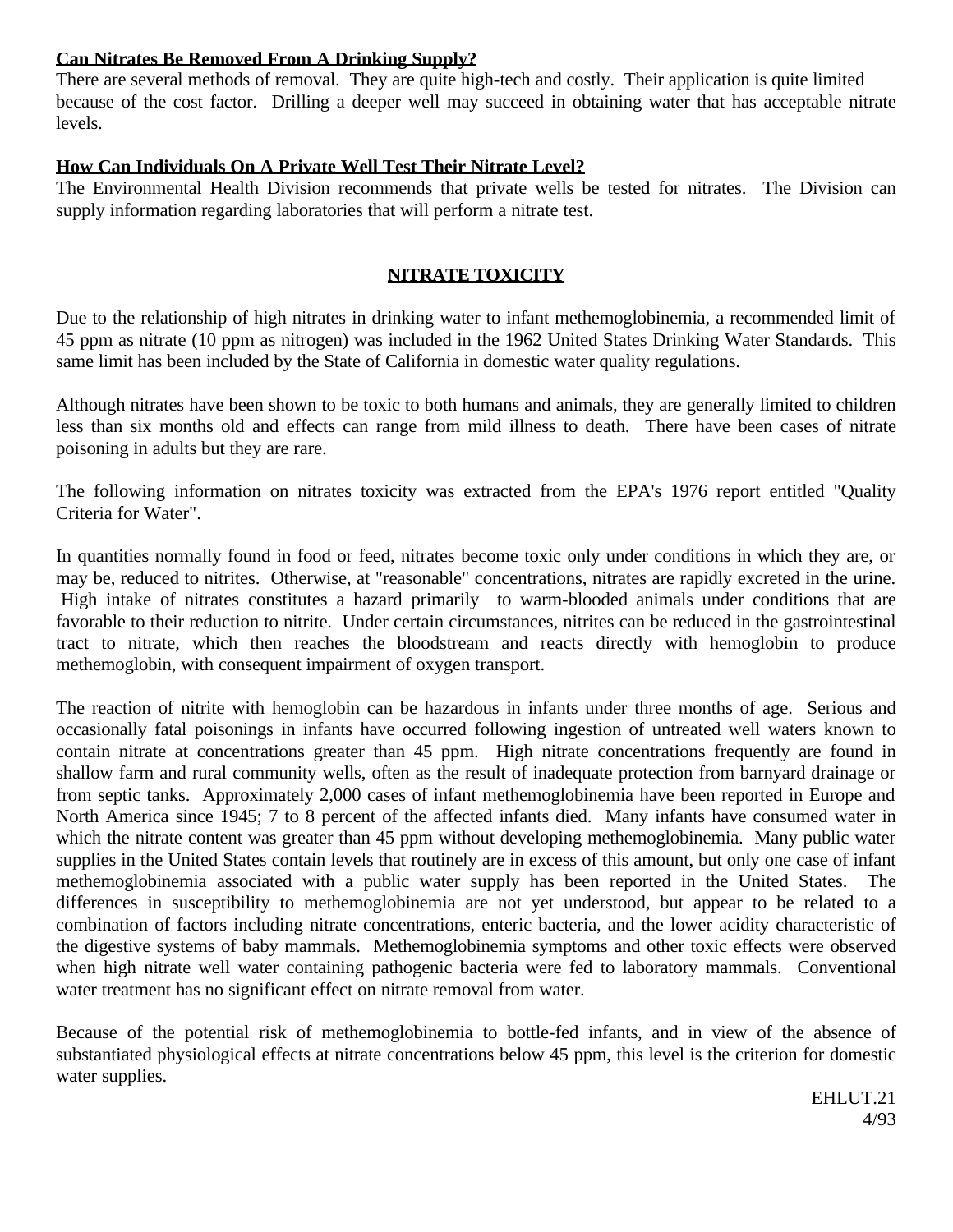**Can Nitrates Be Removed From A Drinking Supply?**
There are several methods of removal. They are quite high-tech and costly. Their application is quite limited because of the cost factor. Drilling a deeper well may succeed in obtaining water that has acceptable nitrate levels.

**How Can Individuals On A Private Well Test Their Nitrate Level?**
The Environmental Health Division recommends that private wells be tested for nitrates. The Division can supply information regarding laboratories that will perform a nitrate test.

## NITRATE TOXICITY

Due to the relationship of high nitrates in drinking water to infant methemoglobinemia, a recommended limit of 45 ppm as nitrate (10 ppm as nitrogen) was included in the 1962 United States Drinking Water Standards. This same limit has been included by the State of California in domestic water quality regulations.

Although nitrates have been shown to be toxic to both humans and animals, they are generally limited to children less than six months old and effects can range from mild illness to death. There have been cases of nitrate poisoning in adults but they are rare.

The following information on nitrates toxicity was extracted from the EPA's 1976 report entitled "Quality Criteria for Water".

In quantities normally found in food or feed, nitrates become toxic only under conditions in which they are, or may be, reduced to nitrites. Otherwise, at "reasonable" concentrations, nitrates are rapidly excreted in the urine. High intake of nitrates constitutes a hazard primarily to warm-blooded animals under conditions that are favorable to their reduction to nitrite. Under certain circumstances, nitrites can be reduced in the gastrointestinal tract to nitrate, which then reaches the bloodstream and reacts directly with hemoglobin to produce methemoglobin, with consequent impairment of oxygen transport.

The reaction of nitrite with hemoglobin can be hazardous in infants under three months of age. Serious and occasionally fatal poisonings in infants have occurred following ingestion of untreated well waters known to contain nitrate at concentrations greater than 45 ppm. High nitrate concentrations frequently are found in shallow farm and rural community wells, often as the result of inadequate protection from barnyard drainage or from septic tanks. Approximately 2,000 cases of infant methemoglobinemia have been reported in Europe and North America since 1945; 7 to 8 percent of the affected infants died. Many infants have consumed water in which the nitrate content was greater than 45 ppm without developing methemoglobinemia. Many public water supplies in the United States contain levels that routinely are in excess of this amount, but only one case of infant methemoglobinemia associated with a public water supply has been reported in the United States. The differences in susceptibility to methemoglobinemia are not yet understood, but appear to be related to a combination of factors including nitrate concentrations, enteric bacteria, and the lower acidity characteristic of the digestive systems of baby mammals. Methemoglobinemia symptoms and other toxic effects were observed when high nitrate well water containing pathogenic bacteria were fed to laboratory mammals. Conventional water treatment has no significant effect on nitrate removal from water.

Because of the potential risk of methemoglobinemia to bottle-fed infants, and in view of the absence of substantiated physiological effects at nitrate concentrations below 45 ppm, this level is the criterion for domestic water supplies.

EHLUT.21
4/93